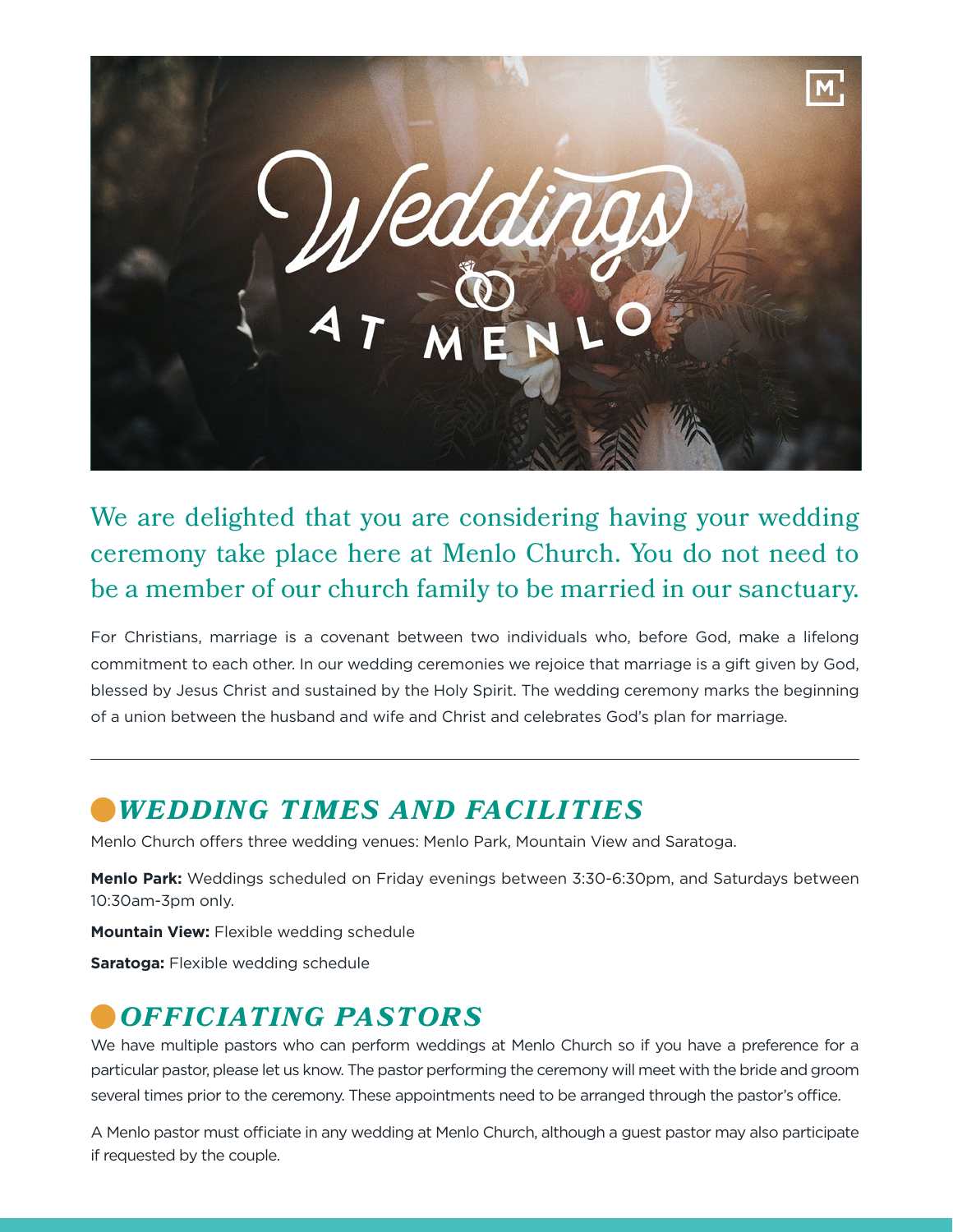# Weddings at Menlo

We are delighted that you are considering having your wedding ceremony take place here at Menlo Church. You do not need to be a member of our church family to be married in our sanctuary.

For Christians, marriage is a covenant between two individuals who, before God, make a lifelong commitment to each other. In our wedding ceremonies we rejoice that marriage is a gift given by God, blessed by Jesus Christ and sustained by the Holy Spirit. The wedding ceremony marks the beginning of a union between the husband and wife and Christ and celebrates God's plan for marriage.

---

## *WEDDING TIMES AND FACILITIES*

Menlo Church offers three wedding venues: Menlo Park, Mountain View and Saratoga.

**Menlo Park:** Weddings scheduled on Friday evenings between 3:30-6:30pm, and Saturdays between 10:30am-3pm only.

**Mountain View:** Flexible wedding schedule

**Saratoga:** Flexible wedding schedule

## *OFFICIATING PASTORS*

We have multiple pastors who can perform weddings at Menlo Church so if you have a preference for a particular pastor, please let us know. The pastor performing the ceremony will meet with the bride and groom several times prior to the ceremony. These appointments need to be arranged through the pastor's office.

A Menlo pastor must officiate in any wedding at Menlo Church, although a guest pastor may also participate if requested by the couple.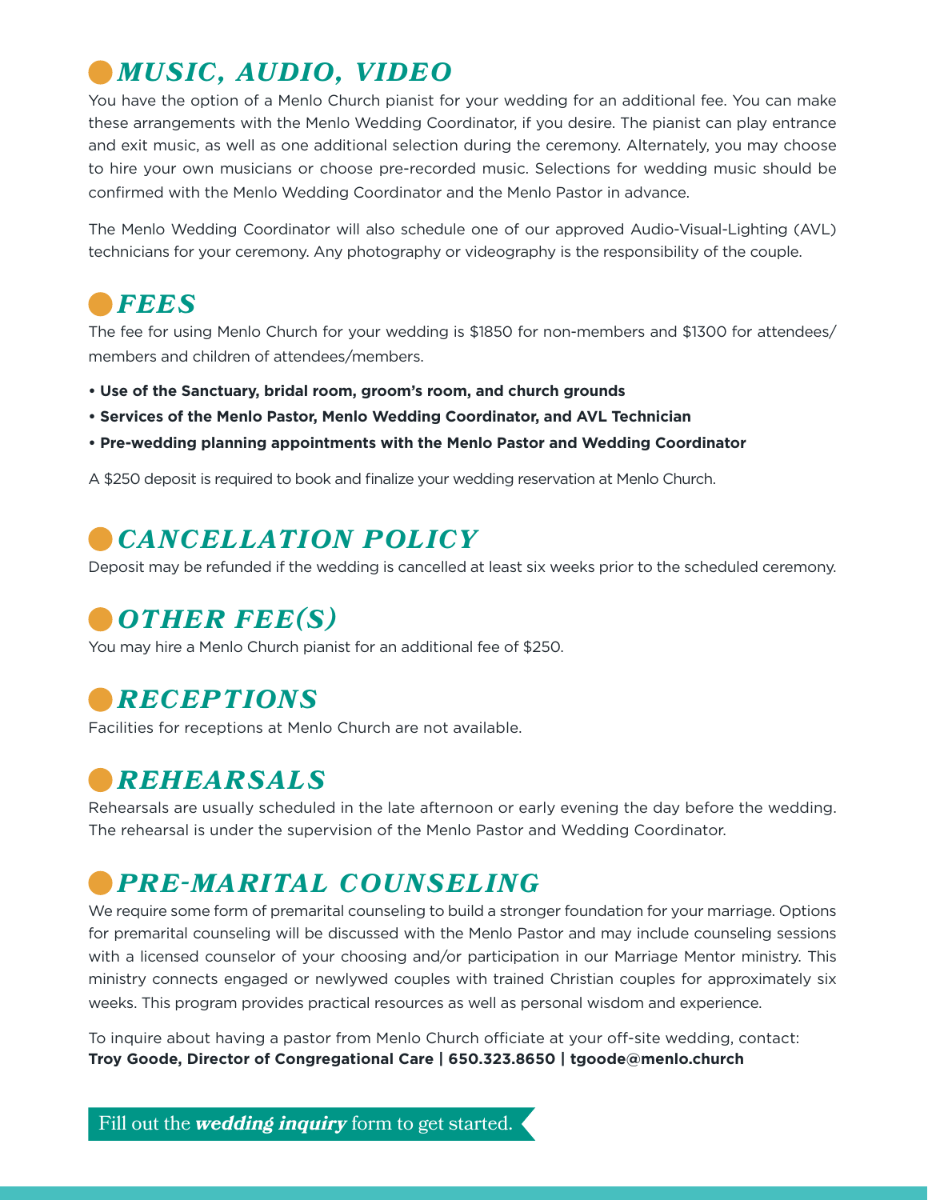## *MUSIC, AUDIO, VIDEO*

You have the option of a Menlo Church pianist for your wedding for an additional fee. You can make these arrangements with the Menlo Wedding Coordinator, if you desire. The pianist can play entrance and exit music, as well as one additional selection during the ceremony. Alternately, you may choose to hire your own musicians or choose pre-recorded music. Selections for wedding music should be confirmed with the Menlo Wedding Coordinator and the Menlo Pastor in advance.

The Menlo Wedding Coordinator will also schedule one of our approved Audio-Visual-Lighting (AVL) technicians for your ceremony. Any photography or videography is the responsibility of the couple.

## *FEES*

The fee for using Menlo Church for your wedding is $1850 for non-members and $1300 for attendees/members and children of attendees/members.

- **Use of the Sanctuary, bridal room, groom's room, and church grounds**
- **Services of the Menlo Pastor, Menlo Wedding Coordinator, and AVL Technician**
- **Pre-wedding planning appointments with the Menlo Pastor and Wedding Coordinator**

A $250 deposit is required to book and finalize your wedding reservation at Menlo Church.

## *CANCELLATION POLICY*

Deposit may be refunded if the wedding is cancelled at least six weeks prior to the scheduled ceremony.

## *OTHER FEE(S)*

You may hire a Menlo Church pianist for an additional fee of $250.

## *RECEPTIONS*

Facilities for receptions at Menlo Church are not available.

## *REHEARSALS*

Rehearsals are usually scheduled in the late afternoon or early evening the day before the wedding. The rehearsal is under the supervision of the Menlo Pastor and Wedding Coordinator.

## *PRE-MARITAL COUNSELING*

We require some form of premarital counseling to build a stronger foundation for your marriage. Options for premarital counseling will be discussed with the Menlo Pastor and may include counseling sessions with a licensed counselor of your choosing and/or participation in our Marriage Mentor ministry. This ministry connects engaged or newlywed couples with trained Christian couples for approximately six weeks. This program provides practical resources as well as personal wisdom and experience.

To inquire about having a pastor from Menlo Church officiate at your off-site wedding, contact:
**Troy Goode, Director of Congregational Care | 650.323.8650 | tgoode@menlo.church**

Fill out the ***wedding inquiry*** form to get started.